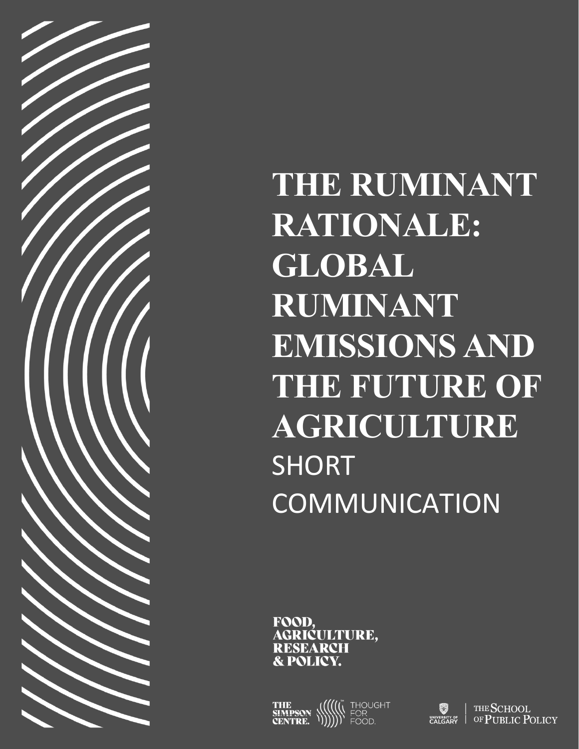# THE RUMINANT RATIONALE: GLOBAL RUMINANT EMISSIONS AND THE FUTURE OF AGRICULTURE

SHORT COMMUNICATION

FOOD, AGRICULTURE, RESEARCH & POLICY.

THE SIMPSON CENTRE. THOUGHT FOR FOOD.

UNIVERSITY OF CALGARY | THE SCHOOL OF PUBLIC POLICY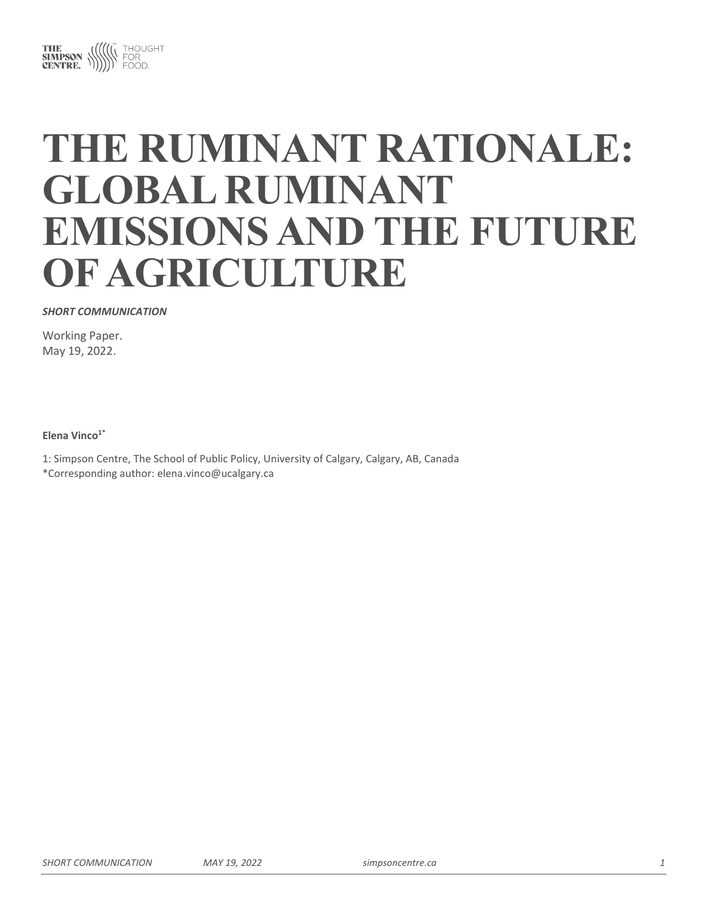# THE RUMINANT RATIONALE: GLOBAL RUMINANT EMISSIONS AND THE FUTURE OF AGRICULTURE

***SHORT COMMUNICATION***

Working Paper.
May 19, 2022.

**Elena Vinco[1*]**

1: Simpson Centre, The School of Public Policy, University of Calgary, Calgary, AB, Canada
*Corresponding author: elena.vinco@ucalgary.ca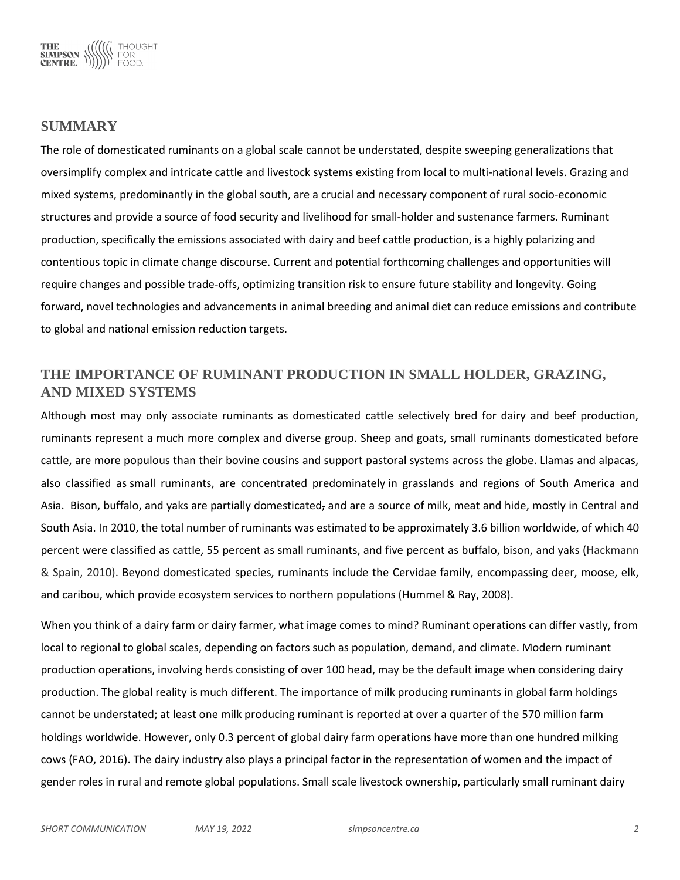## SUMMARY

The role of domesticated ruminants on a global scale cannot be understated, despite sweeping generalizations that oversimplify complex and intricate cattle and livestock systems existing from local to multi-national levels. Grazing and mixed systems, predominantly in the global south, are a crucial and necessary component of rural socio-economic structures and provide a source of food security and livelihood for small-holder and sustenance farmers. Ruminant production, specifically the emissions associated with dairy and beef cattle production, is a highly polarizing and contentious topic in climate change discourse. Current and potential forthcoming challenges and opportunities will require changes and possible trade-offs, optimizing transition risk to ensure future stability and longevity. Going forward, novel technologies and advancements in animal breeding and animal diet can reduce emissions and contribute to global and national emission reduction targets.

## THE IMPORTANCE OF RUMINANT PRODUCTION IN SMALL HOLDER, GRAZING, AND MIXED SYSTEMS

Although most may only associate ruminants as domesticated cattle selectively bred for dairy and beef production, ruminants represent a much more complex and diverse group. Sheep and goats, small ruminants domesticated before cattle, are more populous than their bovine cousins and support pastoral systems across the globe. Llamas and alpacas, also classified as small ruminants, are concentrated predominately in grasslands and regions of South America and Asia. Bison, buffalo, and yaks are partially domesticated, and are a source of milk, meat and hide, mostly in Central and South Asia. In 2010, the total number of ruminants was estimated to be approximately 3.6 billion worldwide, of which 40 percent were classified as cattle, 55 percent as small ruminants, and five percent as buffalo, bison, and yaks (Hackmann & Spain, 2010). Beyond domesticated species, ruminants include the Cervidae family, encompassing deer, moose, elk, and caribou, which provide ecosystem services to northern populations (Hummel & Ray, 2008).

When you think of a dairy farm or dairy farmer, what image comes to mind? Ruminant operations can differ vastly, from local to regional to global scales, depending on factors such as population, demand, and climate. Modern ruminant production operations, involving herds consisting of over 100 head, may be the default image when considering dairy production. The global reality is much different. The importance of milk producing ruminants in global farm holdings cannot be understated; at least one milk producing ruminant is reported at over a quarter of the 570 million farm holdings worldwide. However, only 0.3 percent of global dairy farm operations have more than one hundred milking cows (FAO, 2016). The dairy industry also plays a principal factor in the representation of women and the impact of gender roles in rural and remote global populations. Small scale livestock ownership, particularly small ruminant dairy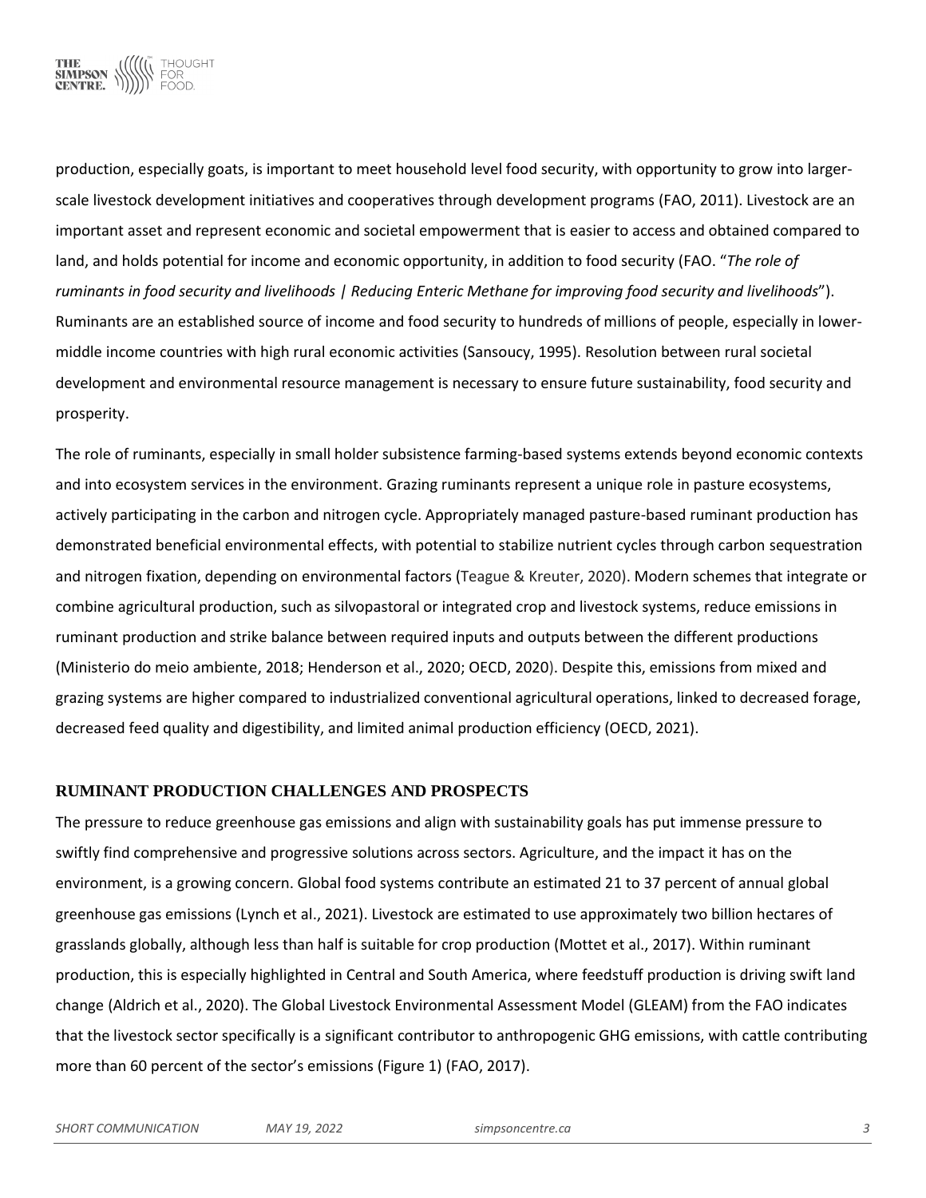production, especially goats, is important to meet household level food security, with opportunity to grow into larger-scale livestock development initiatives and cooperatives through development programs (FAO, 2011). Livestock are an important asset and represent economic and societal empowerment that is easier to access and obtained compared to land, and holds potential for income and economic opportunity, in addition to food security (FAO. "*The role of ruminants in food security and livelihoods | Reducing Enteric Methane for improving food security and livelihoods*"). Ruminants are an established source of income and food security to hundreds of millions of people, especially in lower-middle income countries with high rural economic activities (Sansoucy, 1995). Resolution between rural societal development and environmental resource management is necessary to ensure future sustainability, food security and prosperity.

The role of ruminants, especially in small holder subsistence farming-based systems extends beyond economic contexts and into ecosystem services in the environment. Grazing ruminants represent a unique role in pasture ecosystems, actively participating in the carbon and nitrogen cycle. Appropriately managed pasture-based ruminant production has demonstrated beneficial environmental effects, with potential to stabilize nutrient cycles through carbon sequestration and nitrogen fixation, depending on environmental factors (Teague & Kreuter, 2020). Modern schemes that integrate or combine agricultural production, such as silvopastoral or integrated crop and livestock systems, reduce emissions in ruminant production and strike balance between required inputs and outputs between the different productions (Ministerio do meio ambiente, 2018; Henderson et al., 2020; OECD, 2020). Despite this, emissions from mixed and grazing systems are higher compared to industrialized conventional agricultural operations, linked to decreased forage, decreased feed quality and digestibility, and limited animal production efficiency (OECD, 2021).

## RUMINANT PRODUCTION CHALLENGES AND PROSPECTS

The pressure to reduce greenhouse gas emissions and align with sustainability goals has put immense pressure to swiftly find comprehensive and progressive solutions across sectors. Agriculture, and the impact it has on the environment, is a growing concern. Global food systems contribute an estimated 21 to 37 percent of annual global greenhouse gas emissions (Lynch et al., 2021). Livestock are estimated to use approximately two billion hectares of grasslands globally, although less than half is suitable for crop production (Mottet et al., 2017). Within ruminant production, this is especially highlighted in Central and South America, where feedstuff production is driving swift land change (Aldrich et al., 2020). The Global Livestock Environmental Assessment Model (GLEAM) from the FAO indicates that the livestock sector specifically is a significant contributor to anthropogenic GHG emissions, with cattle contributing more than 60 percent of the sector's emissions (Figure 1) (FAO, 2017).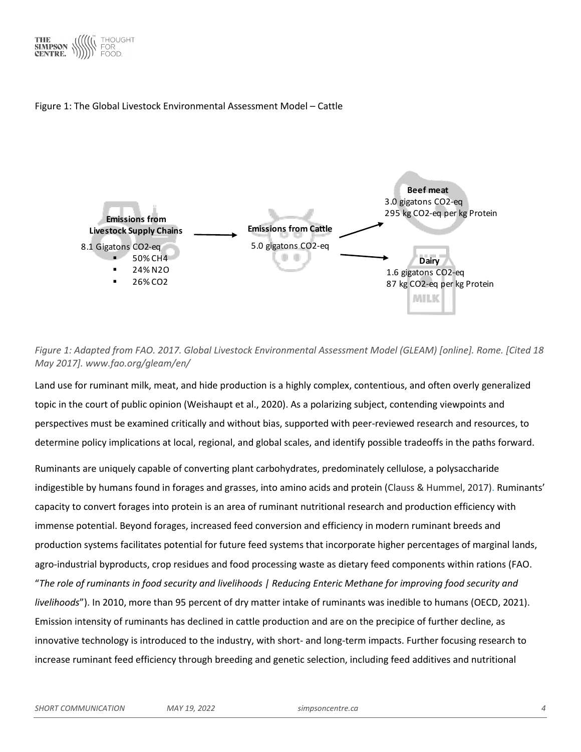Figure 1: The Global Livestock Environmental Assessment Model – Cattle

**Emissions from Livestock Supply Chains**

8.1 Gigatons $CO_2$-eq

- 50% $CH_4$
- 24% $N_2O$
- 26% $CO_2$

**Emissions from Cattle**

5.0 gigatons $CO_2$-eq

**Beef meat**

3.0 gigatons $CO_2$-eq

295 kg $CO_2$-eq per kg Protein

**Dairy**

1.6 gigatons $CO_2$-eq

87 kg $CO_2$-eq per kg Protein

*Figure 1: Adapted from FAO. 2017. Global Livestock Environmental Assessment Model (GLEAM) [online]. Rome. [Cited 18 May 2017]. www.fao.org/gleam/en/*

Land use for ruminant milk, meat, and hide production is a highly complex, contentious, and often overly generalized topic in the court of public opinion (Weishaupt et al., 2020). As a polarizing subject, contending viewpoints and perspectives must be examined critically and without bias, supported with peer-reviewed research and resources, to determine policy implications at local, regional, and global scales, and identify possible tradeoffs in the paths forward.

Ruminants are uniquely capable of converting plant carbohydrates, predominately cellulose, a polysaccharide indigestible by humans found in forages and grasses, into amino acids and protein (Clauss & Hummel, 2017). Ruminants' capacity to convert forages into protein is an area of ruminant nutritional research and production efficiency with immense potential. Beyond forages, increased feed conversion and efficiency in modern ruminant breeds and production systems facilitates potential for future feed systems that incorporate higher percentages of marginal lands, agro-industrial byproducts, crop residues and food processing waste as dietary feed components within rations (FAO. "*The role of ruminants in food security and livelihoods | Reducing Enteric Methane for improving food security and livelihoods*"). In 2010, more than 95 percent of dry matter intake of ruminants was inedible to humans (OECD, 2021). Emission intensity of ruminants has declined in cattle production and are on the precipice of further decline, as innovative technology is introduced to the industry, with short- and long-term impacts. Further focusing research to increase ruminant feed efficiency through breeding and genetic selection, including feed additives and nutritional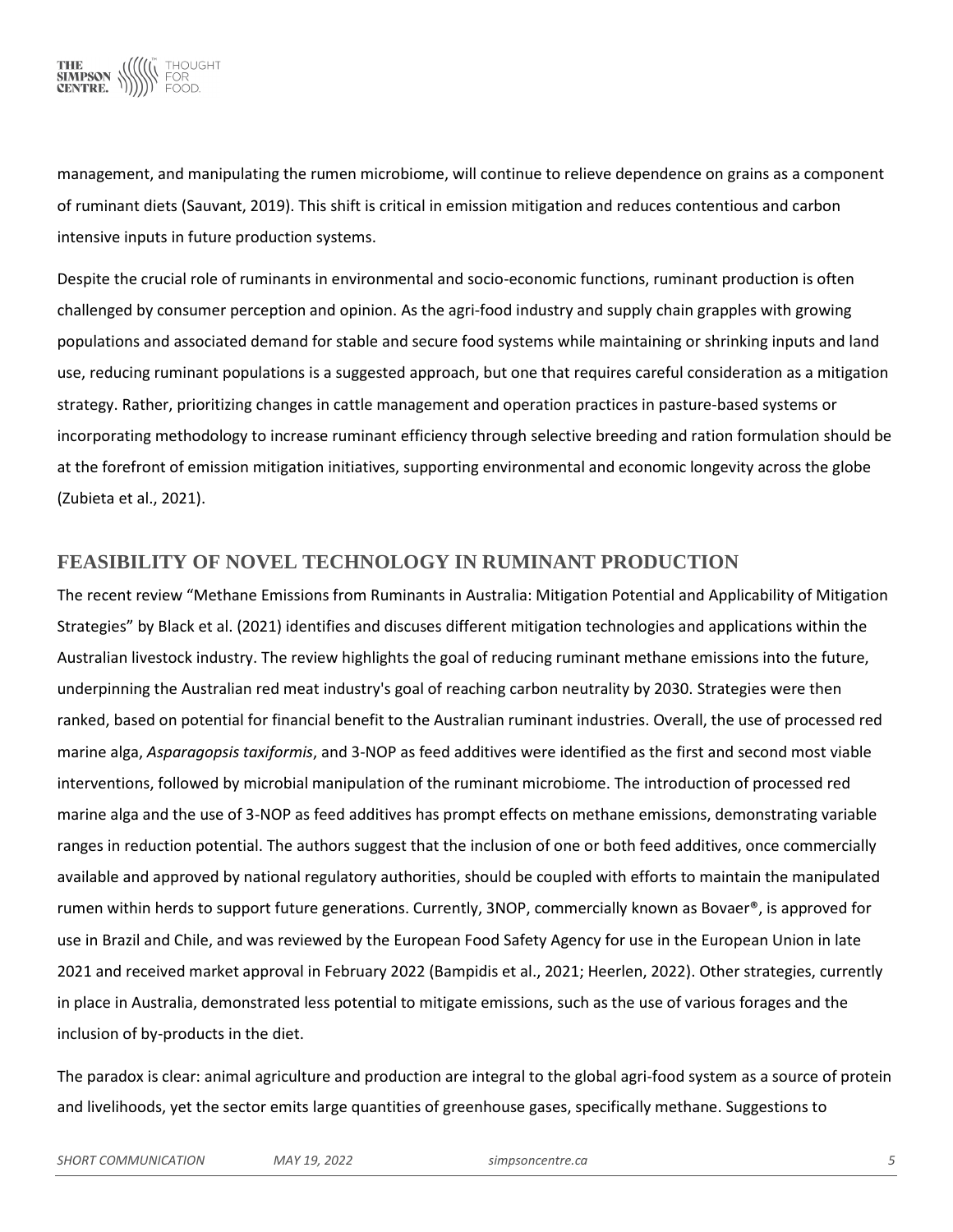management, and manipulating the rumen microbiome, will continue to relieve dependence on grains as a component of ruminant diets (Sauvant, 2019). This shift is critical in emission mitigation and reduces contentious and carbon intensive inputs in future production systems.

Despite the crucial role of ruminants in environmental and socio-economic functions, ruminant production is often challenged by consumer perception and opinion. As the agri-food industry and supply chain grapples with growing populations and associated demand for stable and secure food systems while maintaining or shrinking inputs and land use, reducing ruminant populations is a suggested approach, but one that requires careful consideration as a mitigation strategy. Rather, prioritizing changes in cattle management and operation practices in pasture-based systems or incorporating methodology to increase ruminant efficiency through selective breeding and ration formulation should be at the forefront of emission mitigation initiatives, supporting environmental and economic longevity across the globe (Zubieta et al., 2021).

## FEASIBILITY OF NOVEL TECHNOLOGY IN RUMINANT PRODUCTION

The recent review "Methane Emissions from Ruminants in Australia: Mitigation Potential and Applicability of Mitigation Strategies" by Black et al. (2021) identifies and discuses different mitigation technologies and applications within the Australian livestock industry. The review highlights the goal of reducing ruminant methane emissions into the future, underpinning the Australian red meat industry's goal of reaching carbon neutrality by 2030. Strategies were then ranked, based on potential for financial benefit to the Australian ruminant industries. Overall, the use of processed red marine alga, *Asparagopsis taxiformis*, and 3-NOP as feed additives were identified as the first and second most viable interventions, followed by microbial manipulation of the ruminant microbiome. The introduction of processed red marine alga and the use of 3-NOP as feed additives has prompt effects on methane emissions, demonstrating variable ranges in reduction potential. The authors suggest that the inclusion of one or both feed additives, once commercially available and approved by national regulatory authorities, should be coupled with efforts to maintain the manipulated rumen within herds to support future generations. Currently, 3NOP, commercially known as Bovaer®, is approved for use in Brazil and Chile, and was reviewed by the European Food Safety Agency for use in the European Union in late 2021 and received market approval in February 2022 (Bampidis et al., 2021; Heerlen, 2022). Other strategies, currently in place in Australia, demonstrated less potential to mitigate emissions, such as the use of various forages and the inclusion of by-products in the diet.

The paradox is clear: animal agriculture and production are integral to the global agri-food system as a source of protein and livelihoods, yet the sector emits large quantities of greenhouse gases, specifically methane. Suggestions to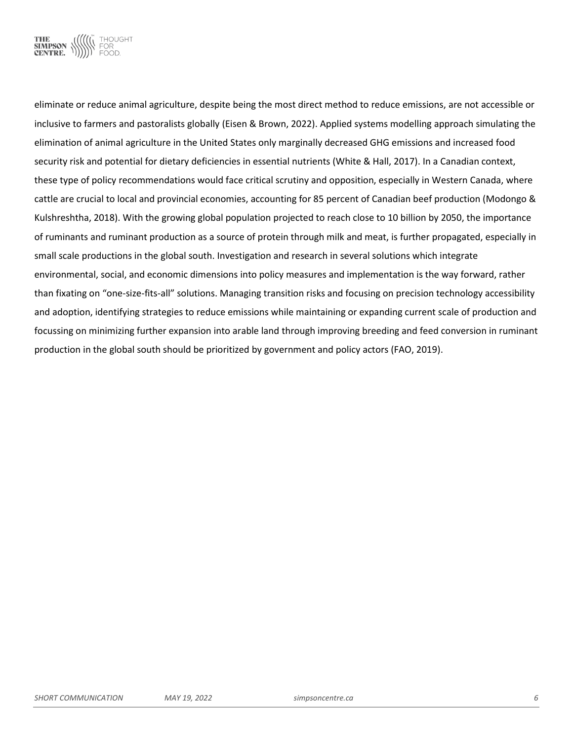eliminate or reduce animal agriculture, despite being the most direct method to reduce emissions, are not accessible or inclusive to farmers and pastoralists globally (Eisen & Brown, 2022). Applied systems modelling approach simulating the elimination of animal agriculture in the United States only marginally decreased GHG emissions and increased food security risk and potential for dietary deficiencies in essential nutrients (White & Hall, 2017). In a Canadian context, these type of policy recommendations would face critical scrutiny and opposition, especially in Western Canada, where cattle are crucial to local and provincial economies, accounting for 85 percent of Canadian beef production (Modongo & Kulshreshtha, 2018). With the growing global population projected to reach close to 10 billion by 2050, the importance of ruminants and ruminant production as a source of protein through milk and meat, is further propagated, especially in small scale productions in the global south. Investigation and research in several solutions which integrate environmental, social, and economic dimensions into policy measures and implementation is the way forward, rather than fixating on "one-size-fits-all" solutions. Managing transition risks and focusing on precision technology accessibility and adoption, identifying strategies to reduce emissions while maintaining or expanding current scale of production and focussing on minimizing further expansion into arable land through improving breeding and feed conversion in ruminant production in the global south should be prioritized by government and policy actors (FAO, 2019).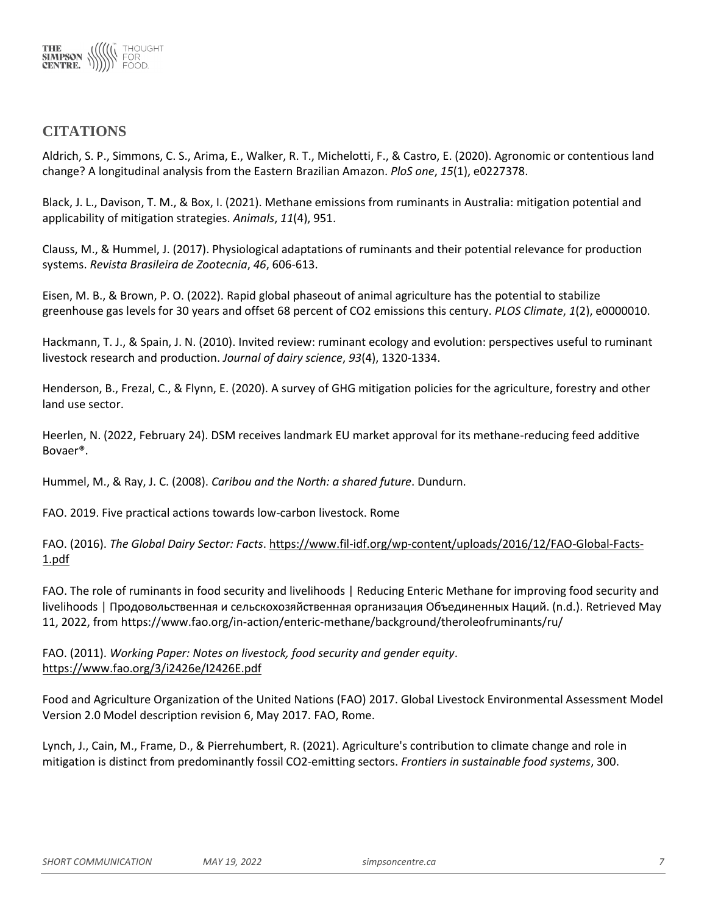## CITATIONS

Aldrich, S. P., Simmons, C. S., Arima, E., Walker, R. T., Michelotti, F., & Castro, E. (2020). Agronomic or contentious land change? A longitudinal analysis from the Eastern Brazilian Amazon. *PloS one*, *15*(1), e0227378.

Black, J. L., Davison, T. M., & Box, I. (2021). Methane emissions from ruminants in Australia: mitigation potential and applicability of mitigation strategies. *Animals*, *11*(4), 951.

Clauss, M., & Hummel, J. (2017). Physiological adaptations of ruminants and their potential relevance for production systems. *Revista Brasileira de Zootecnia*, *46*, 606-613.

Eisen, M. B., & Brown, P. O. (2022). Rapid global phaseout of animal agriculture has the potential to stabilize greenhouse gas levels for 30 years and offset 68 percent of CO2 emissions this century. *PLOS Climate*, *1*(2), e0000010.

Hackmann, T. J., & Spain, J. N. (2010). Invited review: ruminant ecology and evolution: perspectives useful to ruminant livestock research and production. *Journal of dairy science*, *93*(4), 1320-1334.

Henderson, B., Frezal, C., & Flynn, E. (2020). A survey of GHG mitigation policies for the agriculture, forestry and other land use sector.

Heerlen, N. (2022, February 24). DSM receives landmark EU market approval for its methane-reducing feed additive Bovaer®.

Hummel, M., & Ray, J. C. (2008). *Caribou and the North: a shared future*. Dundurn.

FAO. 2019. Five practical actions towards low-carbon livestock. Rome

FAO. (2016). *The Global Dairy Sector: Facts*. https://www.fil-idf.org/wp-content/uploads/2016/12/FAO-Global-Facts-1.pdf

FAO. The role of ruminants in food security and livelihoods | Reducing Enteric Methane for improving food security and livelihoods | Продовольственная и сельскохозяйственная организация Объединенных Наций. (n.d.). Retrieved May 11, 2022, from https://www.fao.org/in-action/enteric-methane/background/theroleofruminants/ru/

FAO. (2011). *Working Paper: Notes on livestock, food security and gender equity*. https://www.fao.org/3/i2426e/I2426E.pdf

Food and Agriculture Organization of the United Nations (FAO) 2017. Global Livestock Environmental Assessment Model Version 2.0 Model description revision 6, May 2017. FAO, Rome.

Lynch, J., Cain, M., Frame, D., & Pierrehumbert, R. (2021). Agriculture's contribution to climate change and role in mitigation is distinct from predominantly fossil CO2-emitting sectors. *Frontiers in sustainable food systems*, 300.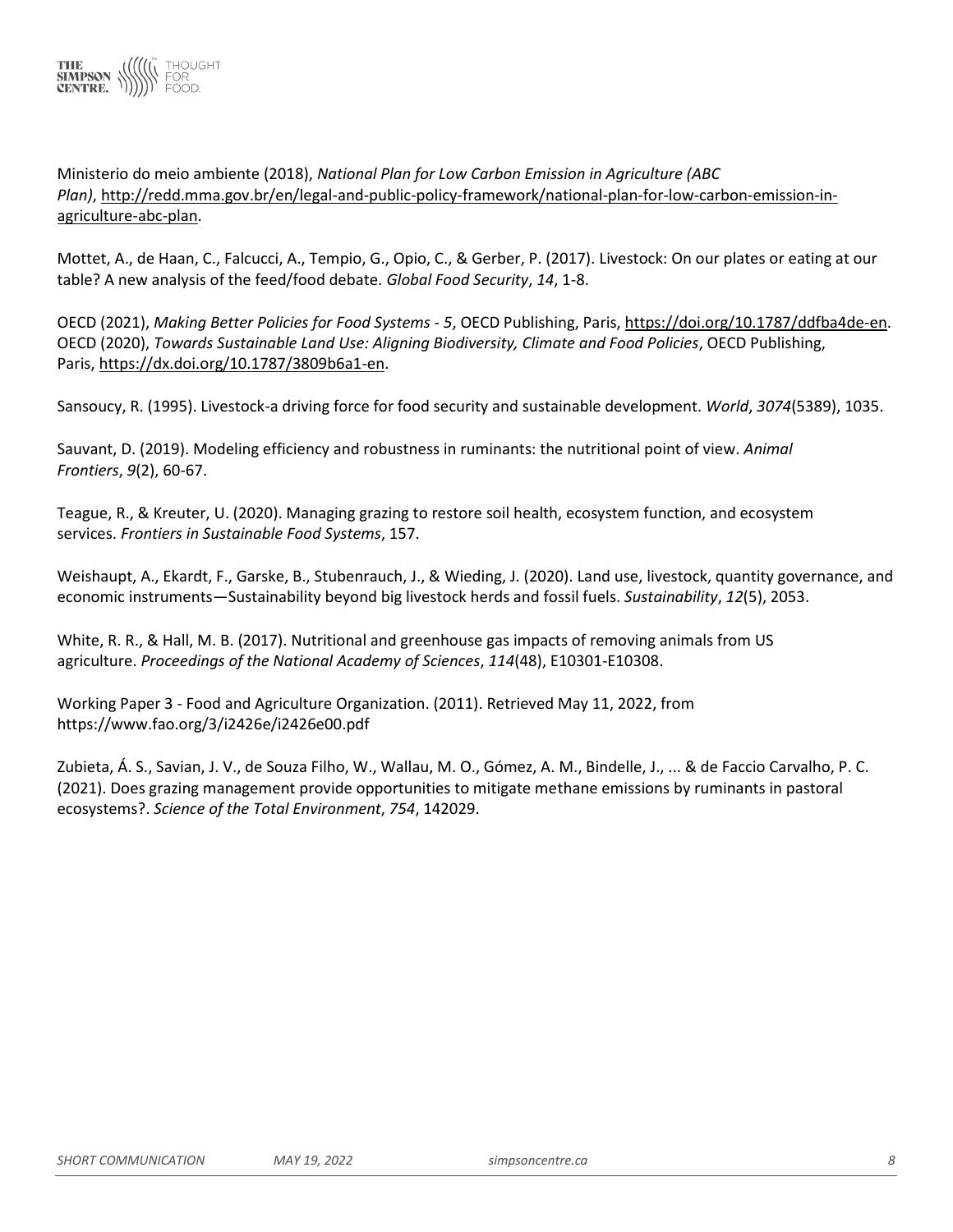Ministerio do meio ambiente (2018), *National Plan for Low Carbon Emission in Agriculture (ABC Plan)*, http://redd.mma.gov.br/en/legal-and-public-policy-framework/national-plan-for-low-carbon-emission-in-agriculture-abc-plan.

Mottet, A., de Haan, C., Falcucci, A., Tempio, G., Opio, C., & Gerber, P. (2017). Livestock: On our plates or eating at our table? A new analysis of the feed/food debate. *Global Food Security*, *14*, 1-8.

OECD (2021), *Making Better Policies for Food Systems - 5*, OECD Publishing, Paris, https://doi.org/10.1787/ddfba4de-en.
OECD (2020), *Towards Sustainable Land Use: Aligning Biodiversity, Climate and Food Policies*, OECD Publishing, Paris, https://dx.doi.org/10.1787/3809b6a1-en.

Sansoucy, R. (1995). Livestock-a driving force for food security and sustainable development. *World*, *3074*(5389), 1035.

Sauvant, D. (2019). Modeling efficiency and robustness in ruminants: the nutritional point of view. *Animal Frontiers*, *9*(2), 60-67.

Teague, R., & Kreuter, U. (2020). Managing grazing to restore soil health, ecosystem function, and ecosystem services. *Frontiers in Sustainable Food Systems*, 157.

Weishaupt, A., Ekardt, F., Garske, B., Stubenrauch, J., & Wieding, J. (2020). Land use, livestock, quantity governance, and economic instruments—Sustainability beyond big livestock herds and fossil fuels. *Sustainability*, *12*(5), 2053.

White, R. R., & Hall, M. B. (2017). Nutritional and greenhouse gas impacts of removing animals from US agriculture. *Proceedings of the National Academy of Sciences*, *114*(48), E10301-E10308.

Working Paper 3 - Food and Agriculture Organization. (2011). Retrieved May 11, 2022, from https://www.fao.org/3/i2426e/i2426e00.pdf

Zubieta, Á. S., Savian, J. V., de Souza Filho, W., Wallau, M. O., Gómez, A. M., Bindelle, J., ... & de Faccio Carvalho, P. C. (2021). Does grazing management provide opportunities to mitigate methane emissions by ruminants in pastoral ecosystems?. *Science of the Total Environment*, *754*, 142029.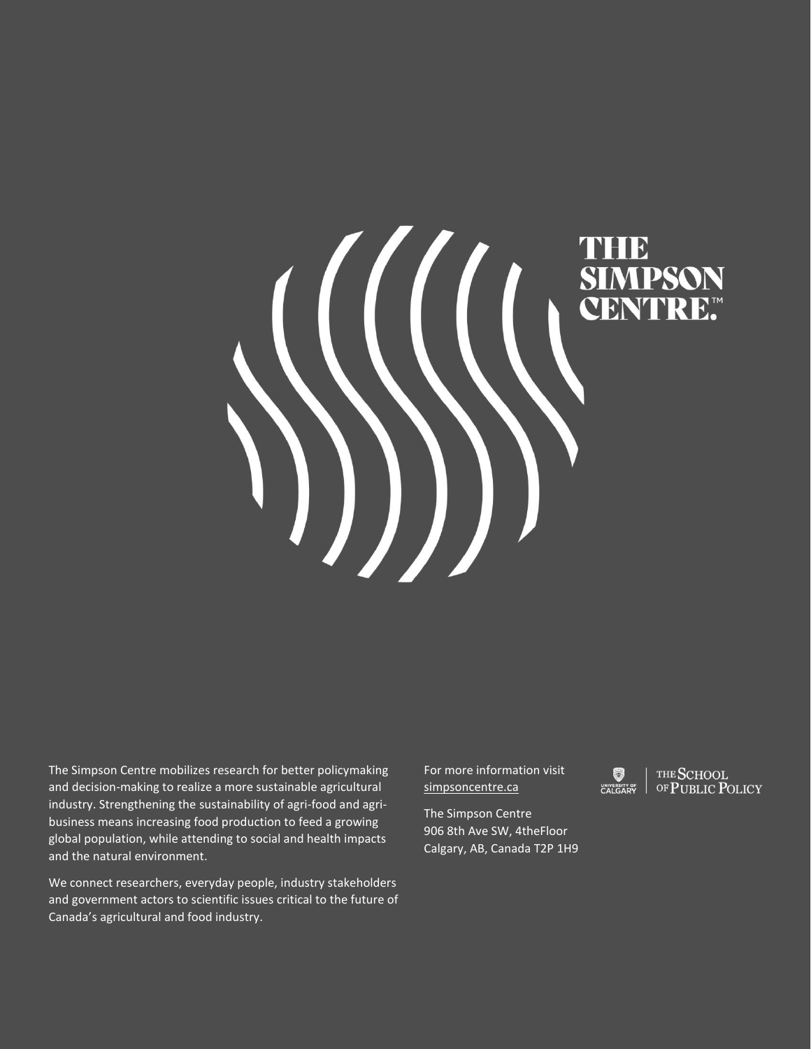THE SIMPSON CENTRE.™

The Simpson Centre mobilizes research for better policymaking and decision-making to realize a more sustainable agricultural industry. Strengthening the sustainability of agri-food and agri-business means increasing food production to feed a growing global population, while attending to social and health impacts and the natural environment.

We connect researchers, everyday people, industry stakeholders and government actors to scientific issues critical to the future of Canada's agricultural and food industry.

For more information visit
simpsoncentre.ca

The Simpson Centre
906 8th Ave SW, 4theFloor
Calgary, AB, Canada T2P 1H9

UNIVERSITY OF CALGARY | THE SCHOOL OF PUBLIC POLICY